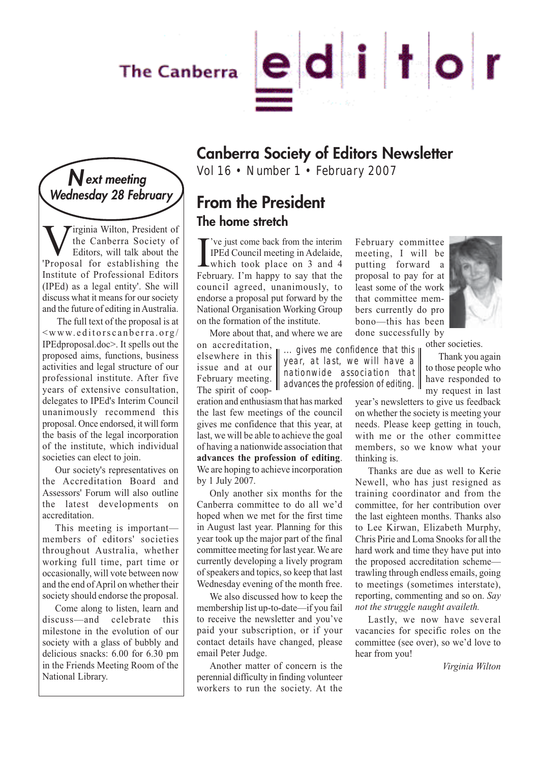# The Canberra editor

## Canberra Society of Editors Newsletter

Vol 16 • Number 1 • February 2007

## Next meeting Wednesday 28 February

Virginia Wilton, President of the Canberra Society of Editors, will talk about the 'Proposal for establishing the Institute of Professional Editors (IPEd) as a legal entity'. She will discuss what it means for our society and the future of editing in Australia.

The full text of the proposal is at <www.editorscanberra.org/IPEdproposal.doc>. It spells out the proposed aims, functions, business activities and legal structure of our professional institute. After five years of extensive consultation, delegates to IPEd's Interim Council unanimously recommend this proposal. Once endorsed, it will form the basis of the legal incorporation of the institute, which individual societies can elect to join.

Our society's representatives on the Accreditation Board and Assessors' Forum will also outline the latest developments on accreditation.

This meeting is important—members of editors' societies throughout Australia, whether working full time, part time or occasionally, will vote between now and the end of April on whether their society should endorse the proposal.

Come along to listen, learn and discuss—and celebrate this milestone in the evolution of our society with a glass of bubbly and delicious snacks: 6.00 for 6.30 pm in the Friends Meeting Room of the National Library.

## From the President

### The home stretch

I've just come back from the interim IPEd Council meeting in Adelaide, which took place on 3 and 4 February. I'm happy to say that the council agreed, unanimously, to endorse a proposal put forward by the National Organisation Working Group on the formation of the institute.

More about that, and where we are on accreditation, elsewhere in this issue and at our February meeting. The spirit of cooperation and enthusiasm that has marked the last few meetings of the council gives me confidence that this year, at last, we will be able to achieve the goal of having a nationwide association that **advances the profession of editing**. We are hoping to achieve incorporation by 1 July 2007.

> ... gives me confidence that this year, at last, we will have a nationwide association that advances the profession of editing.

Only another six months for the Canberra committee to do all we'd hoped when we met for the first time in August last year. Planning for this year took up the major part of the final committee meeting for last year. We are currently developing a lively program of speakers and topics, so keep that last Wednesday evening of the month free.

We also discussed how to keep the membership list up-to-date—if you fail to receive the newsletter and you've paid your subscription, or if your contact details have changed, please email Peter Judge.

Another matter of concern is the perennial difficulty in finding volunteer workers to run the society. At the February committee meeting, I will be putting forward a proposal to pay for at least some of the work that committee members currently do pro bono—this has been done successfully by other societies.

Thank you again to those people who have responded to my request in last year's newsletters to give us feedback on whether the society is meeting your needs. Please keep getting in touch, with me or the other committee members, so we know what your thinking is.

Thanks are due as well to Kerie Newell, who has just resigned as training coordinator and from the committee, for her contribution over the last eighteen months. Thanks also to Lee Kirwan, Elizabeth Murphy, Chris Pirie and Loma Snooks for all the hard work and time they have put into the proposed accreditation scheme—trawling through endless emails, going to meetings (sometimes interstate), reporting, commenting and so on. *Say not the struggle naught availeth.*

Lastly, we now have several vacancies for specific roles on the committee (see over), so we'd love to hear from you!

*Virginia Wilton*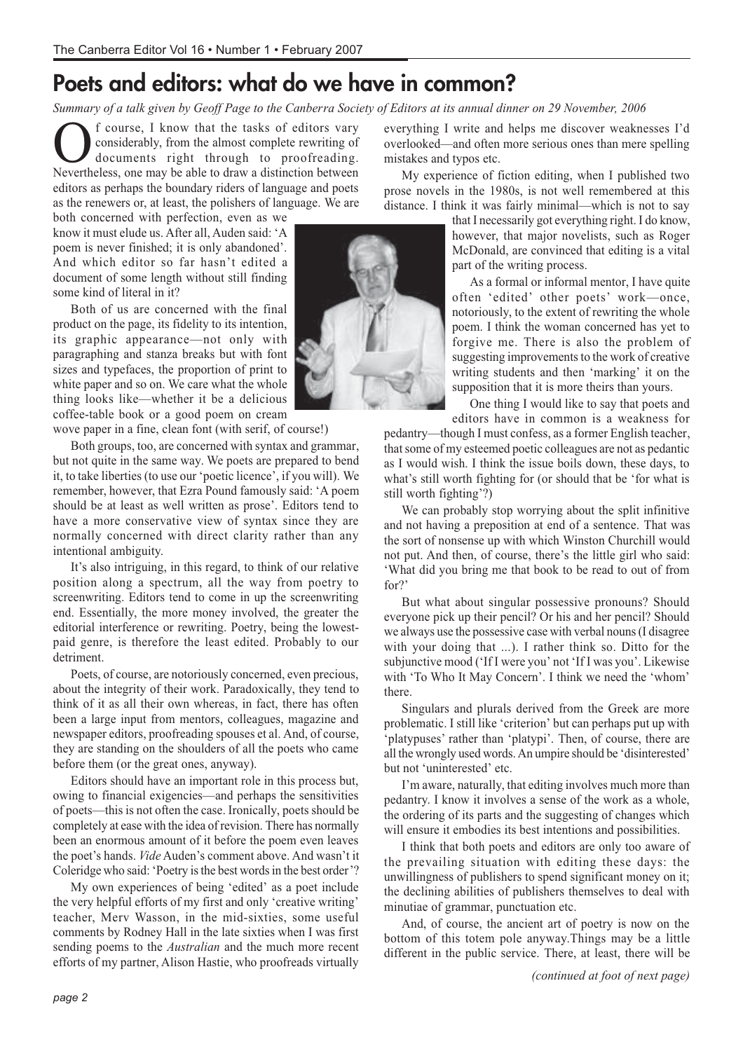# Poets and editors: what do we have in common?

*Summary of a talk given by Geoff Page to the Canberra Society of Editors at its annual dinner on 29 November, 2006*

Of course, I know that the tasks of editors vary considerably, from the almost complete rewriting of documents right through to proofreading. Nevertheless, one may be able to draw a distinction between editors as perhaps the boundary riders of language and poets as the renewers or, at least, the polishers of language. We are both concerned with perfection, even as we know it must elude us. After all, Auden said: 'A poem is never finished; it is only abandoned'. And which editor so far hasn't edited a document of some length without still finding some kind of literal in it?

Both of us are concerned with the final product on the page, its fidelity to its intention, its graphic appearance—not only with paragraphing and stanza breaks but with font sizes and typefaces, the proportion of print to white paper and so on. We care what the whole thing looks like—whether it be a delicious coffee-table book or a good poem on cream wove paper in a fine, clean font (with serif, of course!)

Both groups, too, are concerned with syntax and grammar, but not quite in the same way. We poets are prepared to bend it, to take liberties (to use our 'poetic licence', if you will). We remember, however, that Ezra Pound famously said: 'A poem should be at least as well written as prose'. Editors tend to have a more conservative view of syntax since they are normally concerned with direct clarity rather than any intentional ambiguity.

It's also intriguing, in this regard, to think of our relative position along a spectrum, all the way from poetry to screenwriting. Editors tend to come in up the screenwriting end. Essentially, the more money involved, the greater the editorial interference or rewriting. Poetry, being the lowest-paid genre, is therefore the least edited. Probably to our detriment.

Poets, of course, are notoriously concerned, even precious, about the integrity of their work. Paradoxically, they tend to think of it as all their own whereas, in fact, there has often been a large input from mentors, colleagues, magazine and newspaper editors, proofreading spouses et al. And, of course, they are standing on the shoulders of all the poets who came before them (or the great ones, anyway).

Editors should have an important role in this process but, owing to financial exigencies—and perhaps the sensitivities of poets—this is not often the case. Ironically, poets should be completely at ease with the idea of revision. There has normally been an enormous amount of it before the poem even leaves the poet's hands. *Vide* Auden's comment above. And wasn't it Coleridge who said: 'Poetry is the best words in the best order'?

My own experiences of being 'edited' as a poet include the very helpful efforts of my first and only 'creative writing' teacher, Merv Wasson, in the mid-sixties, some useful comments by Rodney Hall in the late sixties when I was first sending poems to the *Australian* and the much more recent efforts of my partner, Alison Hastie, who proofreads virtually everything I write and helps me discover weaknesses I'd overlooked—and often more serious ones than mere spelling mistakes and typos etc.

My experience of fiction editing, when I published two prose novels in the 1980s, is not well remembered at this distance. I think it was fairly minimal—which is not to say that I necessarily got everything right. I do know, however, that major novelists, such as Roger McDonald, are convinced that editing is a vital part of the writing process.

As a formal or informal mentor, I have quite often 'edited' other poets' work—once, notoriously, to the extent of rewriting the whole poem. I think the woman concerned has yet to forgive me. There is also the problem of suggesting improvements to the work of creative writing students and then 'marking' it on the supposition that it is more theirs than yours.

One thing I would like to say that poets and editors have in common is a weakness for pedantry—though I must confess, as a former English teacher, that some of my esteemed poetic colleagues are not as pedantic as I would wish. I think the issue boils down, these days, to what's still worth fighting for (or should that be 'for what is still worth fighting'?)

We can probably stop worrying about the split infinitive and not having a preposition at end of a sentence. That was the sort of nonsense up with which Winston Churchill would not put. And then, of course, there's the little girl who said: 'What did you bring me that book to be read to out of from for?'

But what about singular possessive pronouns? Should everyone pick up their pencil? Or his and her pencil? Should we always use the possessive case with verbal nouns (I disagree with your doing that ...). I rather think so. Ditto for the subjunctive mood ('If I were you' not 'If I was you'. Likewise with 'To Who It May Concern'. I think we need the 'whom' there.

Singulars and plurals derived from the Greek are more problematic. I still like 'criterion' but can perhaps put up with 'platypuses' rather than 'platypi'. Then, of course, there are all the wrongly used words. An umpire should be 'disinterested' but not 'uninterested' etc.

I'm aware, naturally, that editing involves much more than pedantry. I know it involves a sense of the work as a whole, the ordering of its parts and the suggesting of changes which will ensure it embodies its best intentions and possibilities.

I think that both poets and editors are only too aware of the prevailing situation with editing these days: the unwillingness of publishers to spend significant money on it; the declining abilities of publishers themselves to deal with minutiae of grammar, punctuation etc.

And, of course, the ancient art of poetry is now on the bottom of this totem pole anyway.Things may be a little different in the public service. There, at least, there will be

*(continued at foot of next page)*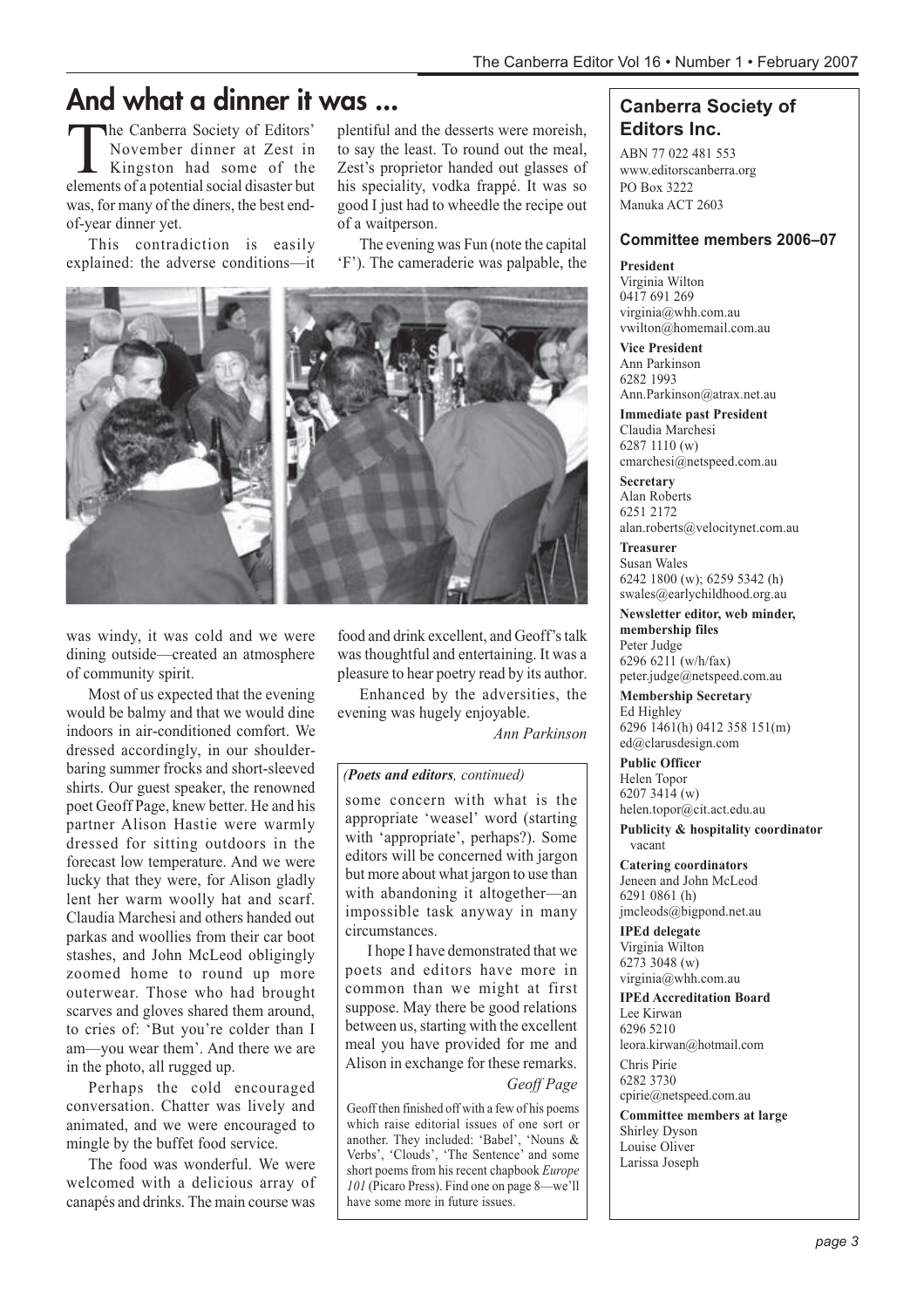# And what a dinner it was ...

The Canberra Society of Editors' November dinner at Zest in Kingston had some of the elements of a potential social disaster but was, for many of the diners, the best end-of-year dinner yet.

This contradiction is easily explained: the adverse conditions—it was windy, it was cold and we were dining outside—created an atmosphere of community spirit.

Most of us expected that the evening would be balmy and that we would dine indoors in air-conditioned comfort. We dressed accordingly, in our shoulder-baring summer frocks and short-sleeved shirts. Our guest speaker, the renowned poet Geoff Page, knew better. He and his partner Alison Hastie were warmly dressed for sitting outdoors in the forecast low temperature. And we were lucky that they were, for Alison gladly lent her warm woolly hat and scarf. Claudia Marchesi and others handed out parkas and woollies from their car boot stashes, and John McLeod obligingly zoomed home to round up more outerwear. Those who had brought scarves and gloves shared them around, to cries of: 'But you're colder than I am—you wear them'. And there we are in the photo, all rugged up.

Perhaps the cold encouraged conversation. Chatter was lively and animated, and we were encouraged to mingle by the buffet food service.

The food was wonderful. We were welcomed with a delicious array of canapés and drinks. The main course was plentiful and the desserts were moreish, to say the least. To round out the meal, Zest's proprietor handed out glasses of his speciality, vodka frappé. It was so good I just had to wheedle the recipe out of a waitperson.

The evening was Fun (note the capital 'F'). The cameraderie was palpable, the food and drink excellent, and Geoff's talk was thoughtful and entertaining. It was a pleasure to hear poetry read by its author.

Enhanced by the adversities, the evening was hugely enjoyable.

*Ann Parkinson*

*(**Poets and editors**, continued)*

some concern with what is the appropriate 'weasel' word (starting with 'appropriate', perhaps?). Some editors will be concerned with jargon but more about what jargon to use than with abandoning it altogether—an impossible task anyway in many circumstances.

I hope I have demonstrated that we poets and editors have more in common than we might at first suppose. May there be good relations between us, starting with the excellent meal you have provided for me and Alison in exchange for these remarks.

*Geoff Page*

Geoff then finished off with a few of his poems which raise editorial issues of one sort or another. They included: 'Babel', 'Nouns & Verbs', 'Clouds', 'The Sentence' and some short poems from his recent chapbook *Europe 101* (Picaro Press). Find one on page 8—we'll have some more in future issues.

## Canberra Society of Editors Inc.

ABN 77 022 481 553
www.editorscanberra.org
PO Box 3222
Manuka ACT 2603

### Committee members 2006–07

**President**
Virginia Wilton
0417 691 269
virginia@whh.com.au
vwilton@homemail.com.au

**Vice President**
Ann Parkinson
6282 1993
Ann.Parkinson@atrax.net.au

**Immediate past President**
Claudia Marchesi
6287 1110 (w)
cmarchesi@netspeed.com.au

**Secretary**
Alan Roberts
6251 2172
alan.roberts@velocitynet.com.au

**Treasurer**
Susan Wales
6242 1800 (w); 6259 5342 (h)
swales@earlychildhood.org.au

**Newsletter editor, web minder, membership files**
Peter Judge
6296 6211 (w/h/fax)
peter.judge@netspeed.com.au

**Membership Secretary**
Ed Highley
6296 1461(h) 0412 358 151(m)
ed@clarusdesign.com

**Public Officer**
Helen Topor
6207 3414 (w)
helen.topor@cit.act.edu.au

**Publicity & hospitality coordinator**
vacant

**Catering coordinators**
Jeneen and John McLeod
6291 0861 (h)
jmcleods@bigpond.net.au

**IPEd delegate**
Virginia Wilton
6273 3048 (w)
virginia@whh.com.au

**IPEd Accreditation Board**
Lee Kirwan
6296 5210
leora.kirwan@hotmail.com

Chris Pirie
6282 3730
cpirie@netspeed.com.au

**Committee members at large**
Shirley Dyson
Louise Oliver
Larissa Joseph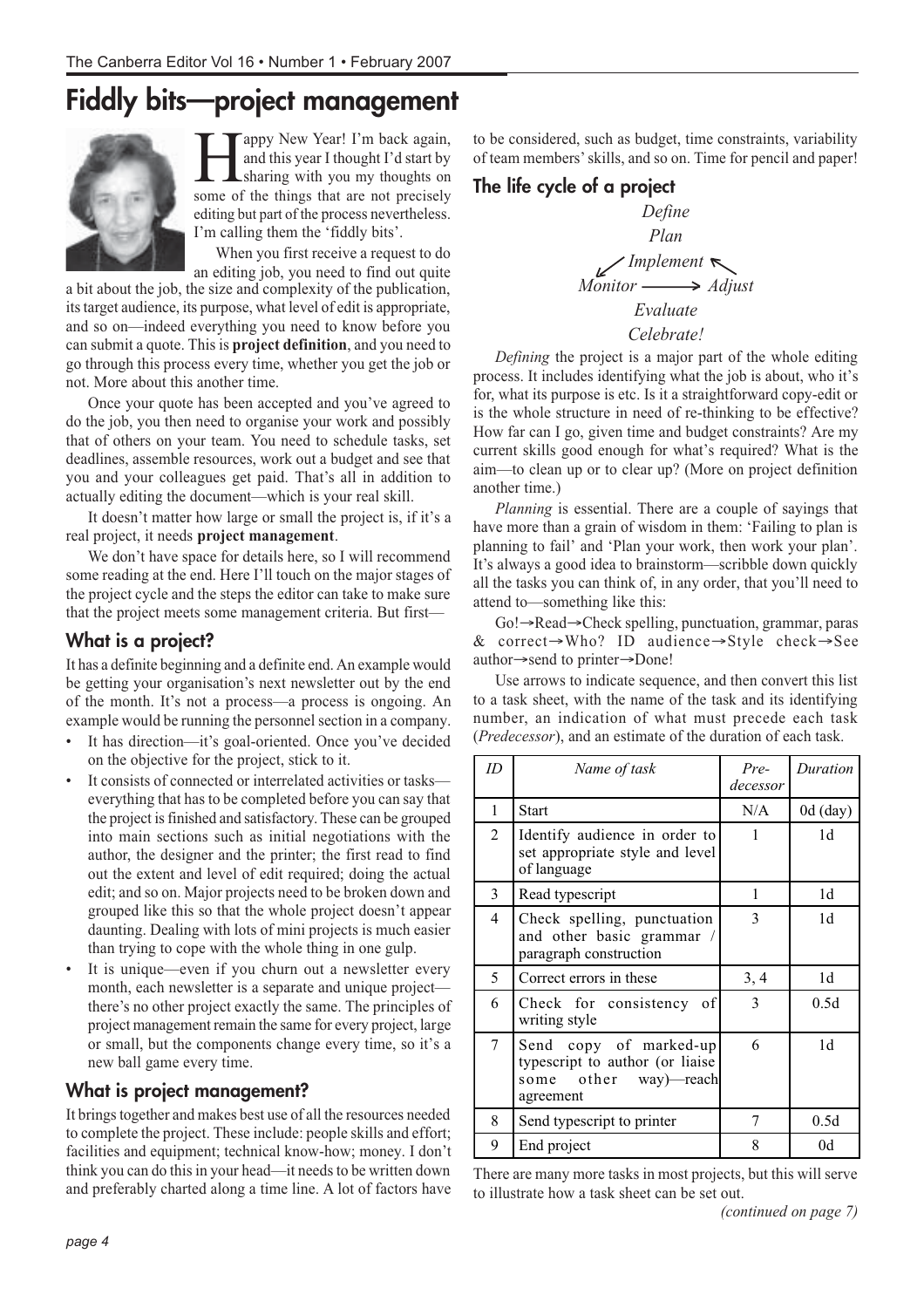# Fiddly bits—project management

Happy New Year! I'm back again, and this year I thought I'd start by sharing with you my thoughts on some of the things that are not precisely editing but part of the process nevertheless. I'm calling them the 'fiddly bits'.

When you first receive a request to do an editing job, you need to find out quite a bit about the job, the size and complexity of the publication, its target audience, its purpose, what level of edit is appropriate, and so on—indeed everything you need to know before you can submit a quote. This is **project definition**, and you need to go through this process every time, whether you get the job or not. More about this another time.

Once your quote has been accepted and you've agreed to do the job, you then need to organise your work and possibly that of others on your team. You need to schedule tasks, set deadlines, assemble resources, work out a budget and see that you and your colleagues get paid. That's all in addition to actually editing the document—which is your real skill.

It doesn't matter how large or small the project is, if it's a real project, it needs **project management**.

We don't have space for details here, so I will recommend some reading at the end. Here I'll touch on the major stages of the project cycle and the steps the editor can take to make sure that the project meets some management criteria. But first—

## What is a project?

It has a definite beginning and a definite end. An example would be getting your organisation's next newsletter out by the end of the month. It's not a process—a process is ongoing. An example would be running the personnel section in a company.

- It has direction—it's goal-oriented. Once you've decided on the objective for the project, stick to it.
- It consists of connected or interrelated activities or tasks—everything that has to be completed before you can say that the project is finished and satisfactory. These can be grouped into main sections such as initial negotiations with the author, the designer and the printer; the first read to find out the extent and level of edit required; doing the actual edit; and so on. Major projects need to be broken down and grouped like this so that the whole project doesn't appear daunting. Dealing with lots of mini projects is much easier than trying to cope with the whole thing in one gulp.
- It is unique—even if you churn out a newsletter every month, each newsletter is a separate and unique project—there's no other project exactly the same. The principles of project management remain the same for every project, large or small, but the components change every time, so it's a new ball game every time.

## What is project management?

It brings together and makes best use of all the resources needed to complete the project. These include: people skills and effort; facilities and equipment; technical know-how; money. I don't think you can do this in your head—it needs to be written down and preferably charted along a time line. A lot of factors have to be considered, such as budget, time constraints, variability of team members' skills, and so on. Time for pencil and paper!

## The life cycle of a project

*Define*

*Plan*

*Implement*

*Monitor* → *Adjust*

*Evaluate*

*Celebrate!*

*Defining* the project is a major part of the whole editing process. It includes identifying what the job is about, who it's for, what its purpose is etc. Is it a straightforward copy-edit or is the whole structure in need of re-thinking to be effective? How far can I go, given time and budget constraints? Are my current skills good enough for what's required? What is the aim—to clean up or to clear up? (More on project definition another time.)

*Planning* is essential. There are a couple of sayings that have more than a grain of wisdom in them: 'Failing to plan is planning to fail' and 'Plan your work, then work your plan'. It's always a good idea to brainstorm—scribble down quickly all the tasks you can think of, in any order, that you'll need to attend to—something like this:

Go!→Read→Check spelling, punctuation, grammar, paras & correct→Who? ID audience→Style check→See author→send to printer→Done!

Use arrows to indicate sequence, and then convert this list to a task sheet, with the name of the task and its identifying number, an indication of what must precede each task (*Predecessor*), and an estimate of the duration of each task.

| *ID* | *Name of task* | *Pre-decessor* | *Duration* |
|---|---|---|---|
| 1 | Start | N/A | 0d (day) |
| 2 | Identify audience in order to set appropriate style and level of language | 1 | 1d |
| 3 | Read typescript | 1 | 1d |
| 4 | Check spelling, punctuation and other basic grammar / paragraph construction | 3 | 1d |
| 5 | Correct errors in these | 3, 4 | 1d |
| 6 | Check for consistency of writing style | 3 | 0.5d |
| 7 | Send copy of marked-up typescript to author (or liaise some other way)—reach agreement | 6 | 1d |
| 8 | Send typescript to printer | 7 | 0.5d |
| 9 | End project | 8 | 0d |

There are many more tasks in most projects, but this will serve to illustrate how a task sheet can be set out.

*(continued on page 7)*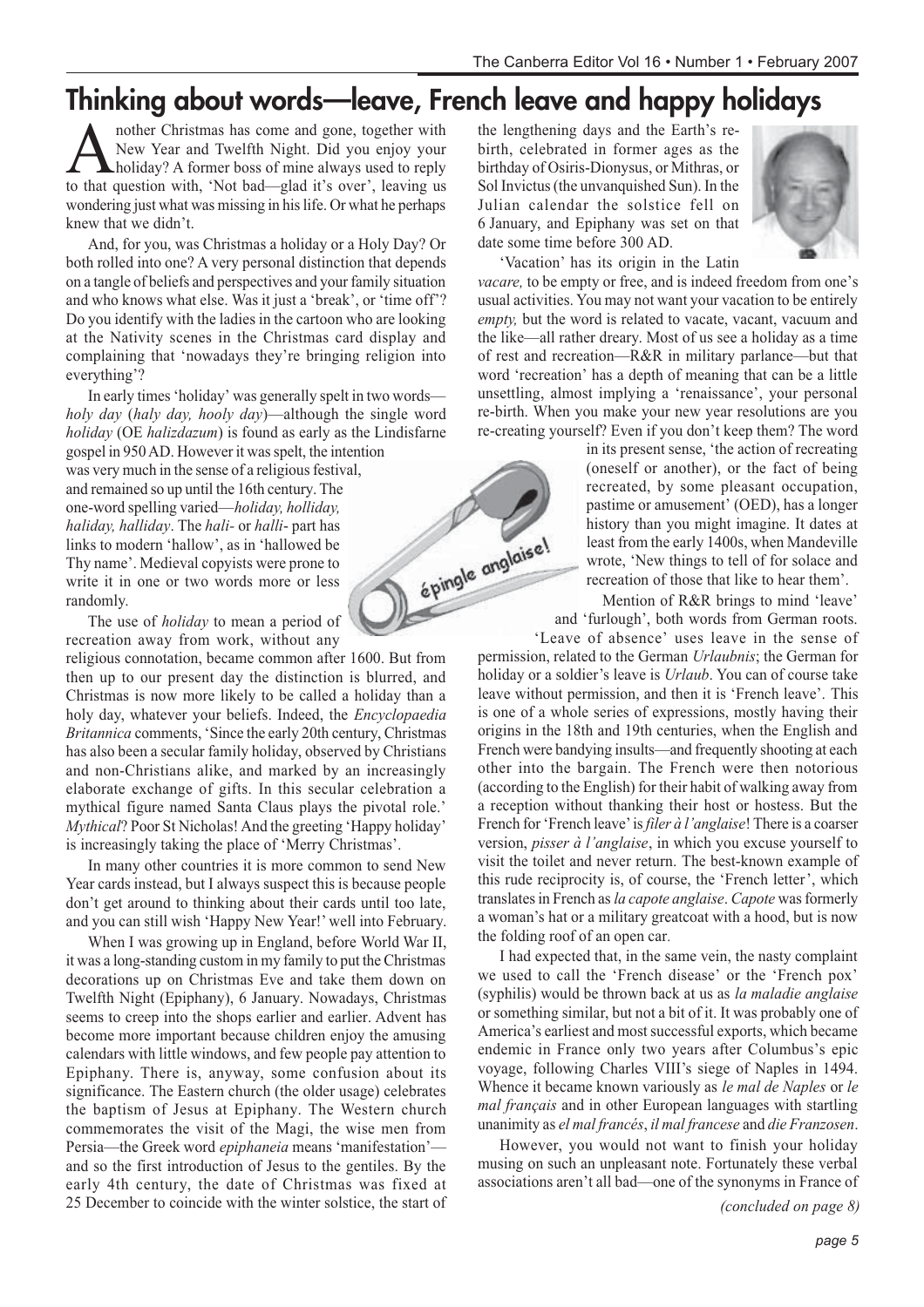# Thinking about words—leave, French leave and happy holidays

Another Christmas has come and gone, together with New Year and Twelfth Night. Did you enjoy your holiday? A former boss of mine always used to reply to that question with, 'Not bad—glad it's over', leaving us wondering just what was missing in his life. Or what he perhaps knew that we didn't.

And, for you, was Christmas a holiday or a Holy Day? Or both rolled into one? A very personal distinction that depends on a tangle of beliefs and perspectives and your family situation and who knows what else. Was it just a 'break', or 'time off'? Do you identify with the ladies in the cartoon who are looking at the Nativity scenes in the Christmas card display and complaining that 'nowadays they're bringing religion into everything'?

In early times 'holiday' was generally spelt in two words—*holy day* (*haly day, hooly day*)—although the single word *holiday* (OE *halizdazum*) is found as early as the Lindisfarne gospel in 950 AD. However it was spelt, the intention was very much in the sense of a religious festival, and remained so up until the 16th century. The one-word spelling varied—*holiday, holliday, haliday, halliday*. The *hali-* or *halli-* part has links to modern 'hallow', as in 'hallowed be Thy name'. Medieval copyists were prone to write it in one or two words more or less randomly.

The use of *holiday* to mean a period of recreation away from work, without any religious connotation, became common after 1600. But from then up to our present day the distinction is blurred, and Christmas is now more likely to be called a holiday than a holy day, whatever your beliefs. Indeed, the *Encyclopaedia Britannica* comments, 'Since the early 20th century, Christmas has also been a secular family holiday, observed by Christians and non-Christians alike, and marked by an increasingly elaborate exchange of gifts. In this secular celebration a mythical figure named Santa Claus plays the pivotal role.' *Mythical*? Poor St Nicholas! And the greeting 'Happy holiday' is increasingly taking the place of 'Merry Christmas'.

In many other countries it is more common to send New Year cards instead, but I always suspect this is because people don't get around to thinking about their cards until too late, and you can still wish 'Happy New Year!' well into February.

When I was growing up in England, before World War II, it was a long-standing custom in my family to put the Christmas decorations up on Christmas Eve and take them down on Twelfth Night (Epiphany), 6 January. Nowadays, Christmas seems to creep into the shops earlier and earlier. Advent has become more important because children enjoy the amusing calendars with little windows, and few people pay attention to Epiphany. There is, anyway, some confusion about its significance. The Eastern church (the older usage) celebrates the baptism of Jesus at Epiphany. The Western church commemorates the visit of the Magi, the wise men from Persia—the Greek word *epiphaneia* means 'manifestation'—and so the first introduction of Jesus to the gentiles. By the early 4th century, the date of Christmas was fixed at 25 December to coincide with the winter solstice, the start of the lengthening days and the Earth's re-birth, celebrated in former ages as the birthday of Osiris-Dionysus, or Mithras, or Sol Invictus (the unvanquished Sun). In the Julian calendar the solstice fell on 6 January, and Epiphany was set on that date some time before 300 AD.

'Vacation' has its origin in the Latin *vacare,* to be empty or free, and is indeed freedom from one's usual activities. You may not want your vacation to be entirely *empty,* but the word is related to vacate, vacant, vacuum and the like—all rather dreary. Most of us see a holiday as a time of rest and recreation—R&R in military parlance—but that word 'recreation' has a depth of meaning that can be a little unsettling, almost implying a 'renaissance', your personal re-birth. When you make your new year resolutions are you re-creating yourself? Even if you don't keep them? The word in its present sense, 'the action of recreating (oneself or another), or the fact of being recreated, by some pleasant occupation, pastime or amusement' (OED), has a longer history than you might imagine. It dates at least from the early 1400s, when Mandeville wrote, 'New things to tell of for solace and recreation of those that like to hear them'.

épingle anglaise!

Mention of R&R brings to mind 'leave' and 'furlough', both words from German roots. 'Leave of absence' uses leave in the sense of permission, related to the German *Urlaubnis*; the German for holiday or a soldier's leave is *Urlaub*. You can of course take leave without permission, and then it is 'French leave'. This is one of a whole series of expressions, mostly having their origins in the 18th and 19th centuries, when the English and French were bandying insults—and frequently shooting at each other into the bargain. The French were then notorious (according to the English) for their habit of walking away from a reception without thanking their host or hostess. But the French for 'French leave' is *filer à l'anglaise*! There is a coarser version, *pisser à l'anglaise*, in which you excuse yourself to visit the toilet and never return. The best-known example of this rude reciprocity is, of course, the 'French letter', which translates in French as *la capote anglaise*. *Capote* was formerly a woman's hat or a military greatcoat with a hood, but is now the folding roof of an open car.

I had expected that, in the same vein, the nasty complaint we used to call the 'French disease' or the 'French pox' (syphilis) would be thrown back at us as *la maladie anglaise* or something similar, but not a bit of it. It was probably one of America's earliest and most successful exports, which became endemic in France only two years after Columbus's epic voyage, following Charles VIII's siege of Naples in 1494. Whence it became known variously as *le mal de Naples* or *le mal français* and in other European languages with startling unanimity as *el mal francés*, *il mal francese* and *die Franzosen*.

However, you would not want to finish your holiday musing on such an unpleasant note. Fortunately these verbal associations aren't all bad—one of the synonyms in France of

*(concluded on page 8)*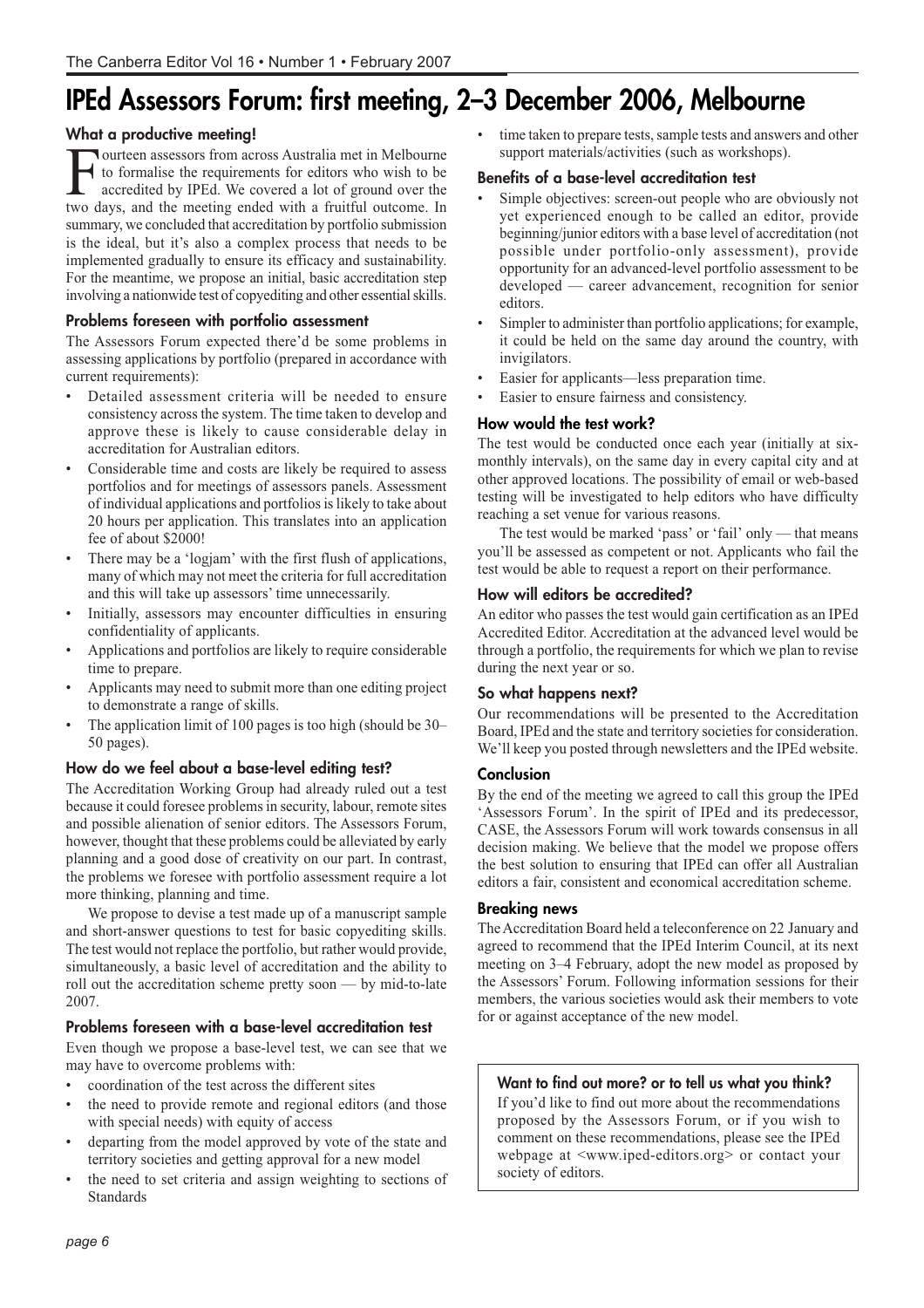# IPEd Assessors Forum: first meeting, 2–3 December 2006, Melbourne

### What a productive meeting!

Fourteen assessors from across Australia met in Melbourne to formalise the requirements for editors who wish to be accredited by IPEd. We covered a lot of ground over the two days, and the meeting ended with a fruitful outcome. In summary, we concluded that accreditation by portfolio submission is the ideal, but it's also a complex process that needs to be implemented gradually to ensure its efficacy and sustainability. For the meantime, we propose an initial, basic accreditation step involving a nationwide test of copyediting and other essential skills.

### Problems foreseen with portfolio assessment

The Assessors Forum expected there'd be some problems in assessing applications by portfolio (prepared in accordance with current requirements):

- Detailed assessment criteria will be needed to ensure consistency across the system. The time taken to develop and approve these is likely to cause considerable delay in accreditation for Australian editors.
- Considerable time and costs are likely be required to assess portfolios and for meetings of assessors panels. Assessment of individual applications and portfolios is likely to take about 20 hours per application. This translates into an application fee of about $2000!
- There may be a 'logjam' with the first flush of applications, many of which may not meet the criteria for full accreditation and this will take up assessors' time unnecessarily.
- Initially, assessors may encounter difficulties in ensuring confidentiality of applicants.
- Applications and portfolios are likely to require considerable time to prepare.
- Applicants may need to submit more than one editing project to demonstrate a range of skills.
- The application limit of 100 pages is too high (should be 30–50 pages).

### How do we feel about a base-level editing test?

The Accreditation Working Group had already ruled out a test because it could foresee problems in security, labour, remote sites and possible alienation of senior editors. The Assessors Forum, however, thought that these problems could be alleviated by early planning and a good dose of creativity on our part. In contrast, the problems we foresee with portfolio assessment require a lot more thinking, planning and time.

We propose to devise a test made up of a manuscript sample and short-answer questions to test for basic copyediting skills. The test would not replace the portfolio, but rather would provide, simultaneously, a basic level of accreditation and the ability to roll out the accreditation scheme pretty soon — by mid-to-late 2007.

### Problems foreseen with a base-level accreditation test

Even though we propose a base-level test, we can see that we may have to overcome problems with:

- coordination of the test across the different sites
- the need to provide remote and regional editors (and those with special needs) with equity of access
- departing from the model approved by vote of the state and territory societies and getting approval for a new model
- the need to set criteria and assign weighting to sections of Standards
- time taken to prepare tests, sample tests and answers and other support materials/activities (such as workshops).

### Benefits of a base-level accreditation test

- Simple objectives: screen-out people who are obviously not yet experienced enough to be called an editor, provide beginning/junior editors with a base level of accreditation (not possible under portfolio-only assessment), provide opportunity for an advanced-level portfolio assessment to be developed — career advancement, recognition for senior editors.
- Simpler to administer than portfolio applications; for example, it could be held on the same day around the country, with invigilators.
- Easier for applicants—less preparation time.
- Easier to ensure fairness and consistency.

### How would the test work?

The test would be conducted once each year (initially at six-monthly intervals), on the same day in every capital city and at other approved locations. The possibility of email or web-based testing will be investigated to help editors who have difficulty reaching a set venue for various reasons.

The test would be marked 'pass' or 'fail' only — that means you'll be assessed as competent or not. Applicants who fail the test would be able to request a report on their performance.

### How will editors be accredited?

An editor who passes the test would gain certification as an IPEd Accredited Editor. Accreditation at the advanced level would be through a portfolio, the requirements for which we plan to revise during the next year or so.

### So what happens next?

Our recommendations will be presented to the Accreditation Board, IPEd and the state and territory societies for consideration. We'll keep you posted through newsletters and the IPEd website.

### Conclusion

By the end of the meeting we agreed to call this group the IPEd 'Assessors Forum'. In the spirit of IPEd and its predecessor, CASE, the Assessors Forum will work towards consensus in all decision making. We believe that the model we propose offers the best solution to ensuring that IPEd can offer all Australian editors a fair, consistent and economical accreditation scheme.

### Breaking news

The Accreditation Board held a teleconference on 22 January and agreed to recommend that the IPEd Interim Council, at its next meeting on 3–4 February, adopt the new model as proposed by the Assessors' Forum. Following information sessions for their members, the various societies would ask their members to vote for or against acceptance of the new model.

### Want to find out more? or to tell us what you think?

If you'd like to find out more about the recommendations proposed by the Assessors Forum, or if you wish to comment on these recommendations, please see the IPEd webpage at <www.iped-editors.org> or contact your society of editors.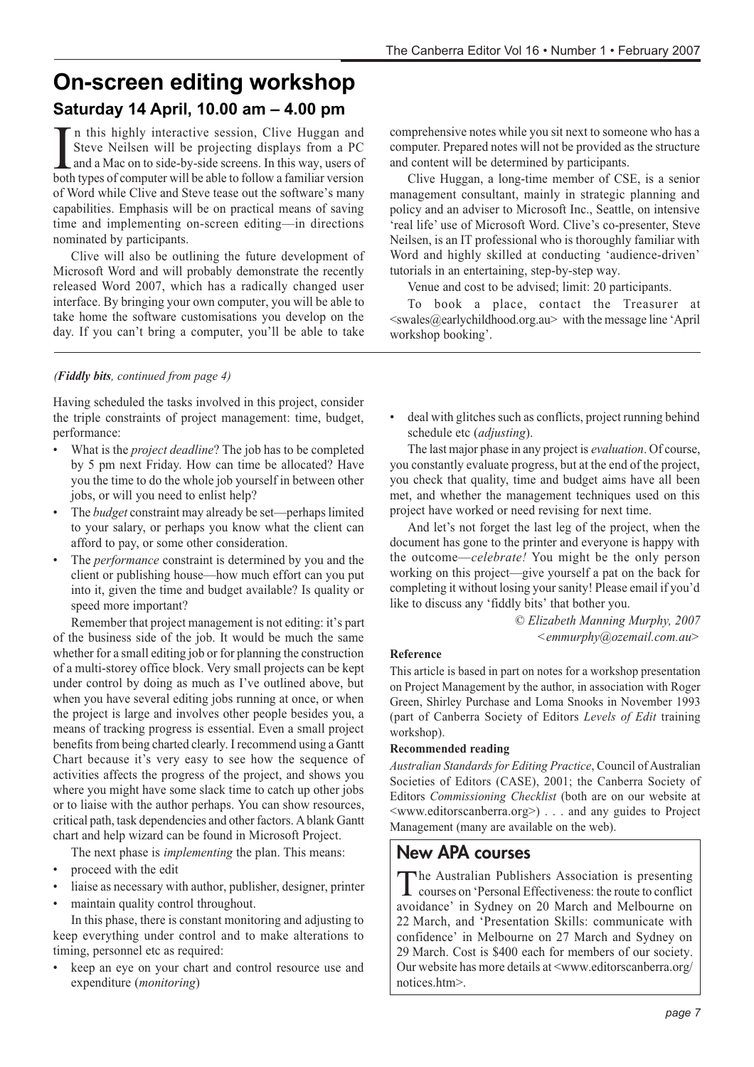# On-screen editing workshop

## Saturday 14 April, 10.00 am – 4.00 pm

In this highly interactive session, Clive Huggan and Steve Neilsen will be projecting displays from a PC and a Mac on to side-by-side screens. In this way, users of both types of computer will be able to follow a familiar version of Word while Clive and Steve tease out the software's many capabilities. Emphasis will be on practical means of saving time and implementing on-screen editing—in directions nominated by participants.

Clive will also be outlining the future development of Microsoft Word and will probably demonstrate the recently released Word 2007, which has a radically changed user interface. By bringing your own computer, you will be able to take home the software customisations you develop on the day. If you can't bring a computer, you'll be able to take comprehensive notes while you sit next to someone who has a computer. Prepared notes will not be provided as the structure and content will be determined by participants.

Clive Huggan, a long-time member of CSE, is a senior management consultant, mainly in strategic planning and policy and an adviser to Microsoft Inc., Seattle, on intensive 'real life' use of Microsoft Word. Clive's co-presenter, Steve Neilsen, is an IT professional who is thoroughly familiar with Word and highly skilled at conducting 'audience-driven' tutorials in an entertaining, step-by-step way.

Venue and cost to be advised; limit: 20 participants.

To book a place, contact the Treasurer at <swales@earlychildhood.org.au> with the message line 'April workshop booking'.

---

*(**Fiddly bits**, continued from page 4)*

Having scheduled the tasks involved in this project, consider the triple constraints of project management: time, budget, performance:

- What is the *project deadline*? The job has to be completed by 5 pm next Friday. How can time be allocated? Have you the time to do the whole job yourself in between other jobs, or will you need to enlist help?
- The *budget* constraint may already be set—perhaps limited to your salary, or perhaps you know what the client can afford to pay, or some other consideration.
- The *performance* constraint is determined by you and the client or publishing house—how much effort can you put into it, given the time and budget available? Is quality or speed more important?

Remember that project management is not editing: it's part of the business side of the job. It would be much the same whether for a small editing job or for planning the construction of a multi-storey office block. Very small projects can be kept under control by doing as much as I've outlined above, but when you have several editing jobs running at once, or when the project is large and involves other people besides you, a means of tracking progress is essential. Even a small project benefits from being charted clearly. I recommend using a Gantt Chart because it's very easy to see how the sequence of activities affects the progress of the project, and shows you where you might have some slack time to catch up other jobs or to liaise with the author perhaps. You can show resources, critical path, task dependencies and other factors. A blank Gantt chart and help wizard can be found in Microsoft Project.

The next phase is *implementing* the plan. This means:

- proceed with the edit
- liaise as necessary with author, publisher, designer, printer
- maintain quality control throughout.

In this phase, there is constant monitoring and adjusting to keep everything under control and to make alterations to timing, personnel etc as required:

- keep an eye on your chart and control resource use and expenditure (*monitoring*)
- deal with glitches such as conflicts, project running behind schedule etc (*adjusting*).

The last major phase in any project is *evaluation*. Of course, you constantly evaluate progress, but at the end of the project, you check that quality, time and budget aims have all been met, and whether the management techniques used on this project have worked or need revising for next time.

And let's not forget the last leg of the project, when the document has gone to the printer and everyone is happy with the outcome—*celebrate!* You might be the only person working on this project—give yourself a pat on the back for completing it without losing your sanity! Please email if you'd like to discuss any 'fiddly bits' that bother you.

*© Elizabeth Manning Murphy, 2007*
*<emmurphy@ozemail.com.au>*

**Reference**

This article is based in part on notes for a workshop presentation on Project Management by the author, in association with Roger Green, Shirley Purchase and Loma Snooks in November 1993 (part of Canberra Society of Editors *Levels of Edit* training workshop).

**Recommended reading**

*Australian Standards for Editing Practice*, Council of Australian Societies of Editors (CASE), 2001; the Canberra Society of Editors *Commissioning Checklist* (both are on our website at <www.editorscanberra.org>) . . . and any guides to Project Management (many are available on the web).

## New APA courses

The Australian Publishers Association is presenting courses on 'Personal Effectiveness: the route to conflict avoidance' in Sydney on 20 March and Melbourne on 22 March, and 'Presentation Skills: communicate with confidence' in Melbourne on 27 March and Sydney on 29 March. Cost is $400 each for members of our society. Our website has more details at <www.editorscanberra.org/notices.htm>.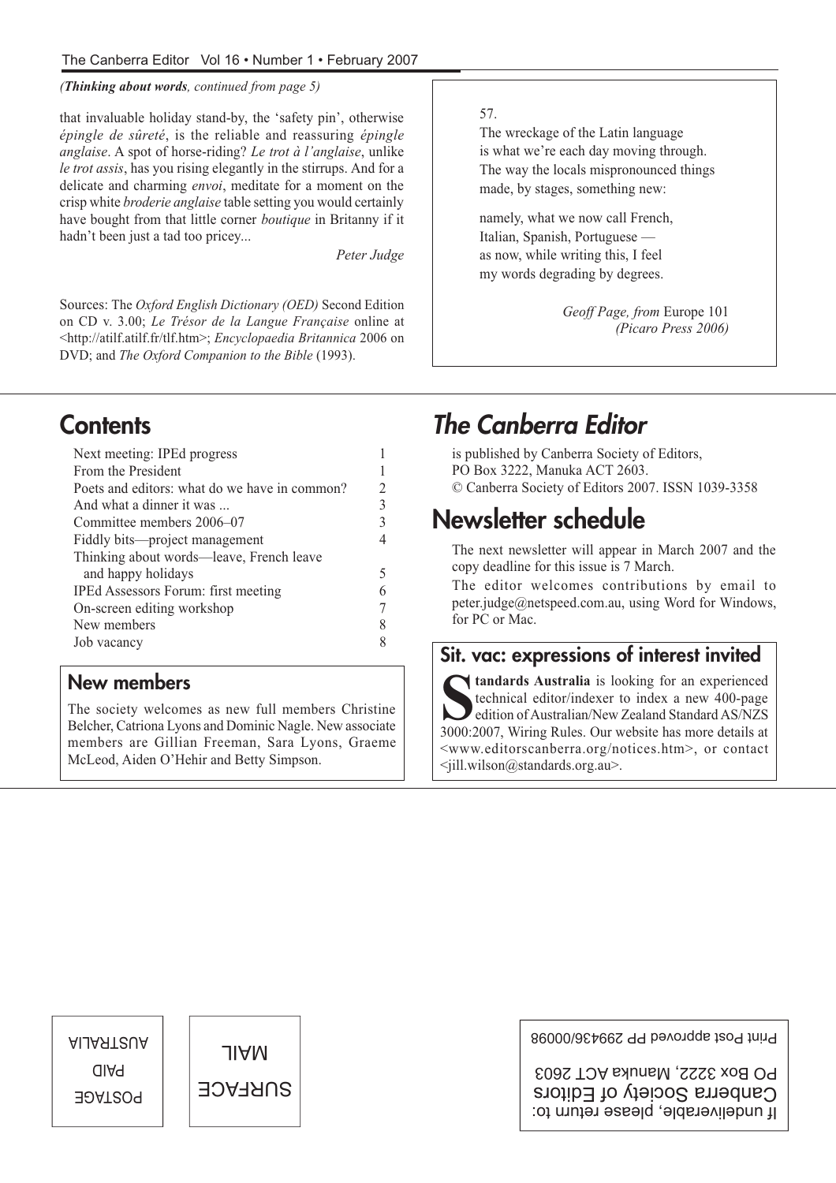*(**Thinking about words**, continued from page 5)*

that invaluable holiday stand-by, the 'safety pin', otherwise *épingle de sûreté*, is the reliable and reassuring *épingle anglaise*. A spot of horse-riding? *Le trot à l'anglaise*, unlike *le trot assis*, has you rising elegantly in the stirrups. And for a delicate and charming *envoi*, meditate for a moment on the crisp white *broderie anglaise* table setting you would certainly have bought from that little corner *boutique* in Britanny if it hadn't been just a tad too pricey...

*Peter Judge*

Sources: The *Oxford English Dictionary (OED)* Second Edition on CD v. 3.00; *Le Trésor de la Langue Française* online at <http://atilf.atilf.fr/tlf.htm>; *Encyclopaedia Britannica* 2006 on DVD; and *The Oxford Companion to the Bible* (1993).

57.
The wreckage of the Latin language
is what we're each day moving through.
The way the locals mispronounced things
made, by stages, something new:

namely, what we now call French,
Italian, Spanish, Portuguese —
as now, while writing this, I feel
my words degrading by degrees.

*Geoff Page, from* Europe 101
*(Picaro Press 2006)*

## Contents

| | |
|---|---|
| Next meeting: IPEd progress | 1 |
| From the President | 1 |
| Poets and editors: what do we have in common? | 2 |
| And what a dinner it was ... | 3 |
| Committee members 2006–07 | 3 |
| Fiddly bits—project management | 4 |
| Thinking about words—leave, French leave and happy holidays | 5 |
| IPEd Assessors Forum: first meeting | 6 |
| On-screen editing workshop | 7 |
| New members | 8 |
| Job vacancy | 8 |

### New members

The society welcomes as new full members Christine Belcher, Catriona Lyons and Dominic Nagle. New associate members are Gillian Freeman, Sara Lyons, Graeme McLeod, Aiden O'Hehir and Betty Simpson.

## *The Canberra Editor*

is published by Canberra Society of Editors,
PO Box 3222, Manuka ACT 2603.
© Canberra Society of Editors 2007. ISSN 1039-3358

## Newsletter schedule

The next newsletter will appear in March 2007 and the copy deadline for this issue is 7 March.

The editor welcomes contributions by email to peter.judge@netspeed.com.au, using Word for Windows, for PC or Mac.

### Sit. vac: expressions of interest invited

**Standards Australia** is looking for an experienced technical editor/indexer to index a new 400-page edition of Australian/New Zealand Standard AS/NZS 3000:2007, Wiring Rules. Our website has more details at <www.editorscanberra.org/notices.htm>, or contact <jill.wilson@standards.org.au>.

If undeliverable, please return to:
Canberra Society of Editors
PO Box 3222, Manuka ACT 2603
Print Post approved PP 299436/00098

SURFACE
MAIL

POSTAGE
PAID
AUSTRALIA